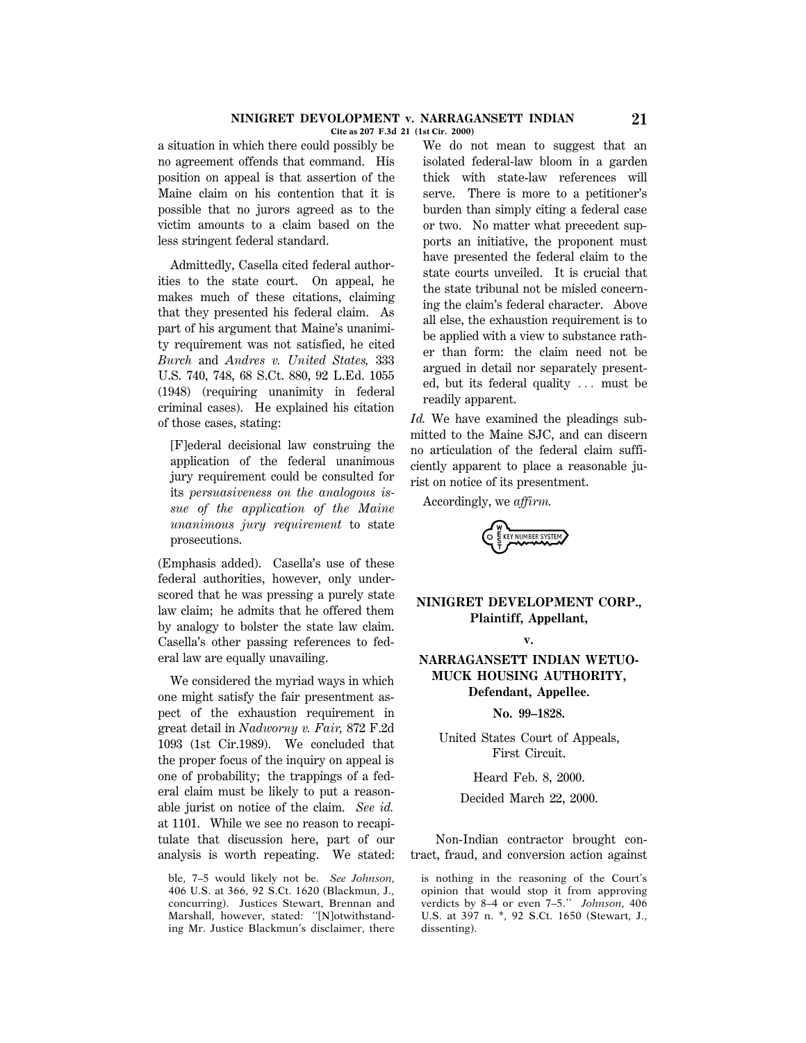a situation in which there could possibly be no agreement offends that command. His position on appeal is that assertion of the Maine claim on his contention that it is possible that no jurors agreed as to the victim amounts to a claim based on the less stringent federal standard.

Admittedly, Casella cited federal authorities to the state court. On appeal, he makes much of these citations, claiming that they presented his federal claim. As part of his argument that Maine's unanimity requirement was not satisfied, he cited *Burch* and *Andres v. United States,* 333 U.S. 740, 748, 68 S.Ct. 880, 92 L.Ed. 1055 (1948) (requiring unanimity in federal criminal cases). He explained his citation of those cases, stating:

> [F]ederal decisional law construing the application of the federal unanimous jury requirement could be consulted for its *persuasiveness on the analogous issue of the application of the Maine unanimous jury requirement* to state prosecutions.

(Emphasis added). Casella's use of these federal authorities, however, only underscored that he was pressing a purely state law claim; he admits that he offered them by analogy to bolster the state law claim. Casella's other passing references to federal law are equally unavailing.

We considered the myriad ways in which one might satisfy the fair presentment aspect of the exhaustion requirement in great detail in *Nadworny v. Fair,* 872 F.2d 1093 (1st Cir.1989). We concluded that the proper focus of the inquiry on appeal is one of probability; the trappings of a federal claim must be likely to put a reasonable jurist on notice of the claim. *See id.* at 1101. While we see no reason to recapitulate that discussion here, part of our analysis is worth repeating. We stated:

> We do not mean to suggest that an isolated federal-law bloom in a garden thick with state-law references will serve. There is more to a petitioner's burden than simply citing a federal case or two. No matter what precedent supports an initiative, the proponent must have presented the federal claim to the state courts unveiled. It is crucial that the state tribunal not be misled concerning the claim's federal character. Above all else, the exhaustion requirement is to be applied with a view to substance rather than form: the claim need not be argued in detail nor separately presented, but its federal quality ... must be readily apparent.

*Id.* We have examined the pleadings submitted to the Maine SJC, and can discern no articulation of the federal claim sufficiently apparent to place a reasonable jurist on notice of its presentment.

Accordingly, we *affirm.*

ble, 7–5 would likely not be. *See Johnson,* 406 U.S. at 366, 92 S.Ct. 1620 (Blackmun, J., concurring). Justices Stewart, Brennan and Marshall, however, stated: "[N]otwithstanding Mr. Justice Blackmun's disclaimer, there is nothing in the reasoning of the Court's opinion that would stop it from approving verdicts by 8–4 or even 7–5." *Johnson,* 406 U.S. at 397 n. \*, 92 S.Ct. 1650 (Stewart, J., dissenting).

---

**NINIGRET DEVELOPMENT CORP., Plaintiff, Appellant,**

**v.**

**NARRAGANSETT INDIAN WETUOMUCK HOUSING AUTHORITY, Defendant, Appellee.**

**No. 99–1828.**

United States Court of Appeals, First Circuit.

Heard Feb. 8, 2000.

Decided March 22, 2000.

Non-Indian contractor brought contract, fraud, and conversion action against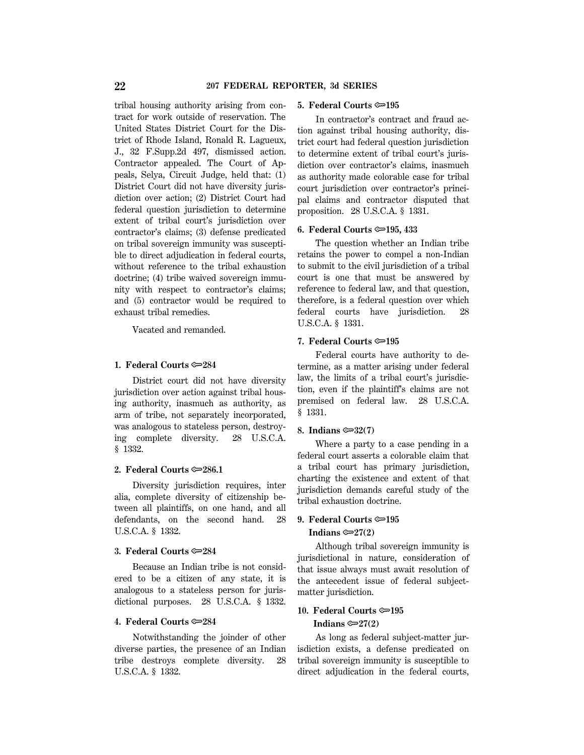tribal housing authority arising from contract for work outside of reservation. The United States District Court for the District of Rhode Island, Ronald R. Lagueux, J., 32 F.Supp.2d 497, dismissed action. Contractor appealed. The Court of Appeals, Selya, Circuit Judge, held that: (1) District Court did not have diversity jurisdiction over action; (2) District Court had federal question jurisdiction to determine extent of tribal court's jurisdiction over contractor's claims; (3) defense predicated on tribal sovereign immunity was susceptible to direct adjudication in federal courts, without reference to the tribal exhaustion doctrine; (4) tribe waived sovereign immunity with respect to contractor's claims; and (5) contractor would be required to exhaust tribal remedies.

Vacated and remanded.

**1. Federal Courts ⚷284**

District court did not have diversity jurisdiction over action against tribal housing authority, inasmuch as authority, as arm of tribe, not separately incorporated, was analogous to stateless person, destroying complete diversity. 28 U.S.C.A. § 1332.

**2. Federal Courts ⚷286.1**

Diversity jurisdiction requires, inter alia, complete diversity of citizenship between all plaintiffs, on one hand, and all defendants, on the second hand. 28 U.S.C.A. § 1332.

**3. Federal Courts ⚷284**

Because an Indian tribe is not considered to be a citizen of any state, it is analogous to a stateless person for jurisdictional purposes. 28 U.S.C.A. § 1332.

**4. Federal Courts ⚷284**

Notwithstanding the joinder of other diverse parties, the presence of an Indian tribe destroys complete diversity. 28 U.S.C.A. § 1332.

**5. Federal Courts ⚷195**

In contractor's contract and fraud action against tribal housing authority, district court had federal question jurisdiction to determine extent of tribal court's jurisdiction over contractor's claims, inasmuch as authority made colorable case for tribal court jurisdiction over contractor's principal claims and contractor disputed that proposition. 28 U.S.C.A. § 1331.

**6. Federal Courts ⚷195, 433**

The question whether an Indian tribe retains the power to compel a non-Indian to submit to the civil jurisdiction of a tribal court is one that must be answered by reference to federal law, and that question, therefore, is a federal question over which federal courts have jurisdiction. 28 U.S.C.A. § 1331.

**7. Federal Courts ⚷195**

Federal courts have authority to determine, as a matter arising under federal law, the limits of a tribal court's jurisdiction, even if the plaintiff's claims are not premised on federal law. 28 U.S.C.A. § 1331.

**8. Indians ⚷32(7)**

Where a party to a case pending in a federal court asserts a colorable claim that a tribal court has primary jurisdiction, charting the existence and extent of that jurisdiction demands careful study of the tribal exhaustion doctrine.

**9. Federal Courts ⚷195**
**Indians ⚷27(2)**

Although tribal sovereign immunity is jurisdictional in nature, consideration of that issue always must await resolution of the antecedent issue of federal subject-matter jurisdiction.

**10. Federal Courts ⚷195**
**Indians ⚷27(2)**

As long as federal subject-matter jurisdiction exists, a defense predicated on tribal sovereign immunity is susceptible to direct adjudication in the federal courts,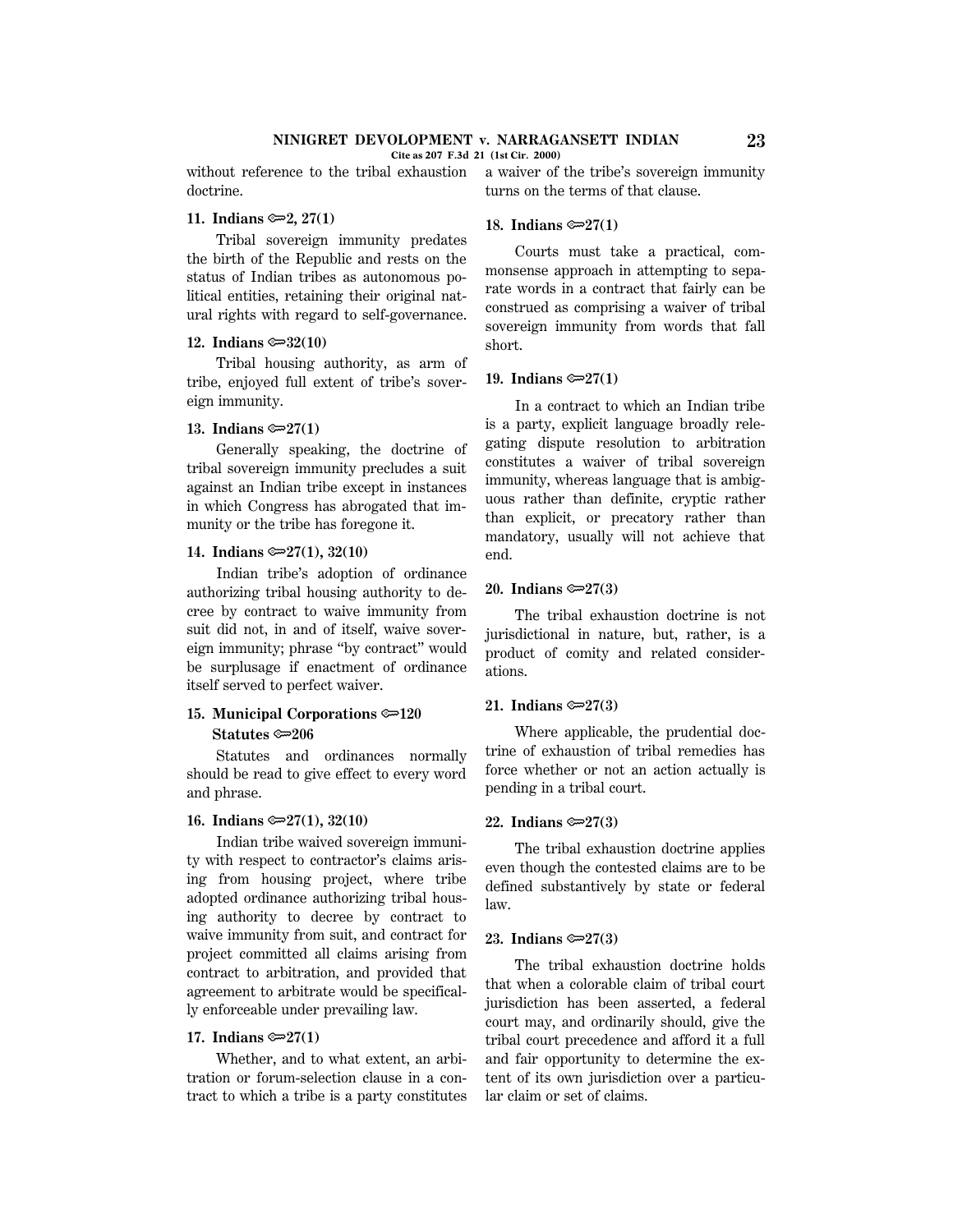without reference to the tribal exhaustion doctrine.

**11. Indians ⟹2, 27(1)**

Tribal sovereign immunity predates the birth of the Republic and rests on the status of Indian tribes as autonomous political entities, retaining their original natural rights with regard to self-governance.

**12. Indians ⟹32(10)**

Tribal housing authority, as arm of tribe, enjoyed full extent of tribe's sovereign immunity.

**13. Indians ⟹27(1)**

Generally speaking, the doctrine of tribal sovereign immunity precludes a suit against an Indian tribe except in instances in which Congress has abrogated that immunity or the tribe has foregone it.

**14. Indians ⟹27(1), 32(10)**

Indian tribe's adoption of ordinance authorizing tribal housing authority to decree by contract to waive immunity from suit did not, in and of itself, waive sovereign immunity; phrase "by contract" would be surplusage if enactment of ordinance itself served to perfect waiver.

**15. Municipal Corporations ⟹120**
**Statutes ⟹206**

Statutes and ordinances normally should be read to give effect to every word and phrase.

**16. Indians ⟹27(1), 32(10)**

Indian tribe waived sovereign immunity with respect to contractor's claims arising from housing project, where tribe adopted ordinance authorizing tribal housing authority to decree by contract to waive immunity from suit, and contract for project committed all claims arising from contract to arbitration, and provided that agreement to arbitrate would be specifically enforceable under prevailing law.

**17. Indians ⟹27(1)**

Whether, and to what extent, an arbitration or forum-selection clause in a contract to which a tribe is a party constitutes a waiver of the tribe's sovereign immunity turns on the terms of that clause.

**18. Indians ⟹27(1)**

Courts must take a practical, commonsense approach in attempting to separate words in a contract that fairly can be construed as comprising a waiver of tribal sovereign immunity from words that fall short.

**19. Indians ⟹27(1)**

In a contract to which an Indian tribe is a party, explicit language broadly relegating dispute resolution to arbitration constitutes a waiver of tribal sovereign immunity, whereas language that is ambiguous rather than definite, cryptic rather than explicit, or precatory rather than mandatory, usually will not achieve that end.

**20. Indians ⟹27(3)**

The tribal exhaustion doctrine is not jurisdictional in nature, but, rather, is a product of comity and related considerations.

**21. Indians ⟹27(3)**

Where applicable, the prudential doctrine of exhaustion of tribal remedies has force whether or not an action actually is pending in a tribal court.

**22. Indians ⟹27(3)**

The tribal exhaustion doctrine applies even though the contested claims are to be defined substantively by state or federal law.

**23. Indians ⟹27(3)**

The tribal exhaustion doctrine holds that when a colorable claim of tribal court jurisdiction has been asserted, a federal court may, and ordinarily should, give the tribal court precedence and afford it a full and fair opportunity to determine the extent of its own jurisdiction over a particular claim or set of claims.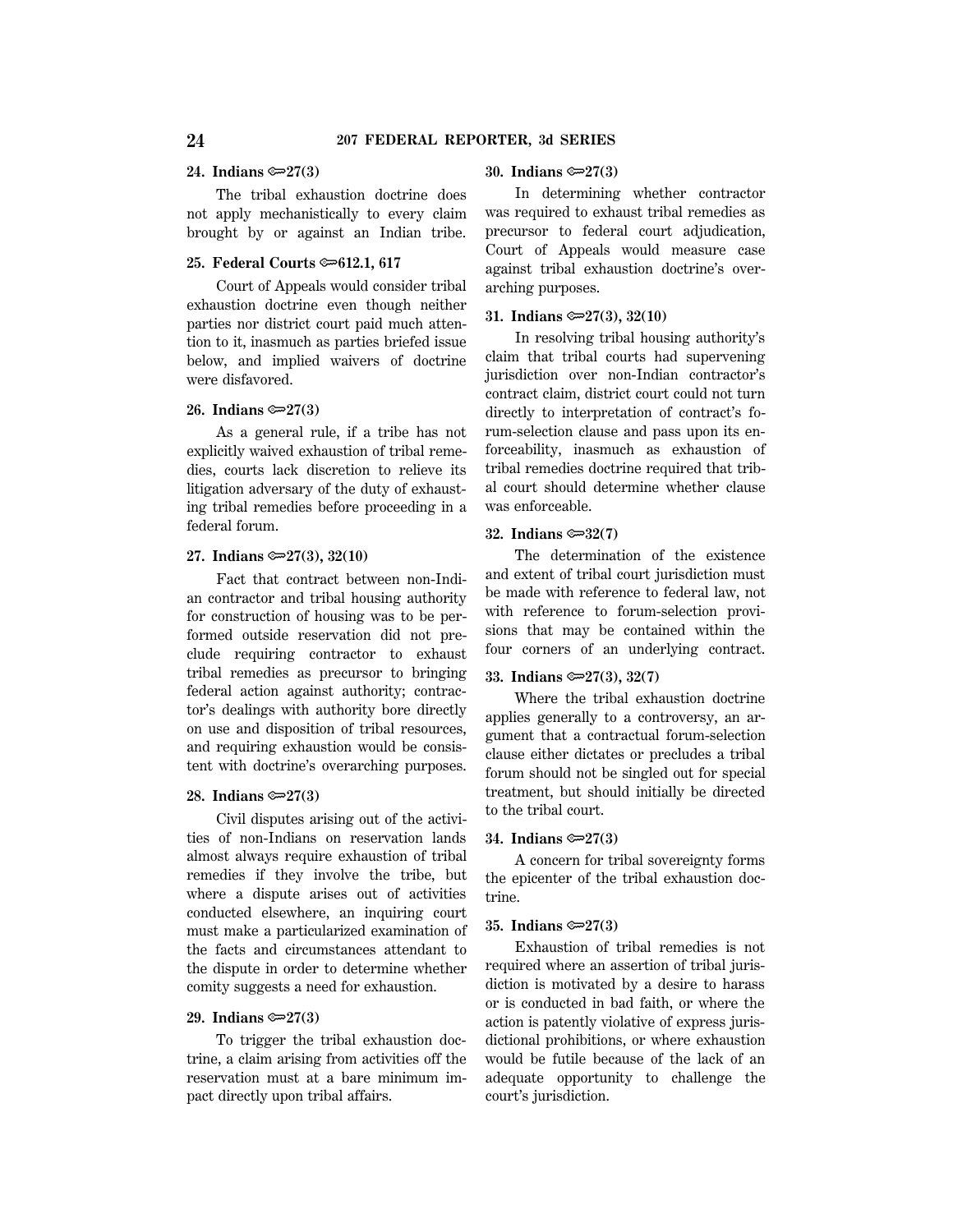**24. Indians ⚖27(3)**

The tribal exhaustion doctrine does not apply mechanistically to every claim brought by or against an Indian tribe.

**25. Federal Courts ⚖612.1, 617**

Court of Appeals would consider tribal exhaustion doctrine even though neither parties nor district court paid much attention to it, inasmuch as parties briefed issue below, and implied waivers of doctrine were disfavored.

**26. Indians ⚖27(3)**

As a general rule, if a tribe has not explicitly waived exhaustion of tribal remedies, courts lack discretion to relieve its litigation adversary of the duty of exhausting tribal remedies before proceeding in a federal forum.

**27. Indians ⚖27(3), 32(10)**

Fact that contract between non-Indian contractor and tribal housing authority for construction of housing was to be performed outside reservation did not preclude requiring contractor to exhaust tribal remedies as precursor to bringing federal action against authority; contractor's dealings with authority bore directly on use and disposition of tribal resources, and requiring exhaustion would be consistent with doctrine's overarching purposes.

**28. Indians ⚖27(3)**

Civil disputes arising out of the activities of non-Indians on reservation lands almost always require exhaustion of tribal remedies if they involve the tribe, but where a dispute arises out of activities conducted elsewhere, an inquiring court must make a particularized examination of the facts and circumstances attendant to the dispute in order to determine whether comity suggests a need for exhaustion.

**29. Indians ⚖27(3)**

To trigger the tribal exhaustion doctrine, a claim arising from activities off the reservation must at a bare minimum impact directly upon tribal affairs.

**30. Indians ⚖27(3)**

In determining whether contractor was required to exhaust tribal remedies as precursor to federal court adjudication, Court of Appeals would measure case against tribal exhaustion doctrine's overarching purposes.

**31. Indians ⚖27(3), 32(10)**

In resolving tribal housing authority's claim that tribal courts had supervening jurisdiction over non-Indian contractor's contract claim, district court could not turn directly to interpretation of contract's forum-selection clause and pass upon its enforceability, inasmuch as exhaustion of tribal remedies doctrine required that tribal court should determine whether clause was enforceable.

**32. Indians ⚖32(7)**

The determination of the existence and extent of tribal court jurisdiction must be made with reference to federal law, not with reference to forum-selection provisions that may be contained within the four corners of an underlying contract.

**33. Indians ⚖27(3), 32(7)**

Where the tribal exhaustion doctrine applies generally to a controversy, an argument that a contractual forum-selection clause either dictates or precludes a tribal forum should not be singled out for special treatment, but should initially be directed to the tribal court.

**34. Indians ⚖27(3)**

A concern for tribal sovereignty forms the epicenter of the tribal exhaustion doctrine.

**35. Indians ⚖27(3)**

Exhaustion of tribal remedies is not required where an assertion of tribal jurisdiction is motivated by a desire to harass or is conducted in bad faith, or where the action is patently violative of express jurisdictional prohibitions, or where exhaustion would be futile because of the lack of an adequate opportunity to challenge the court's jurisdiction.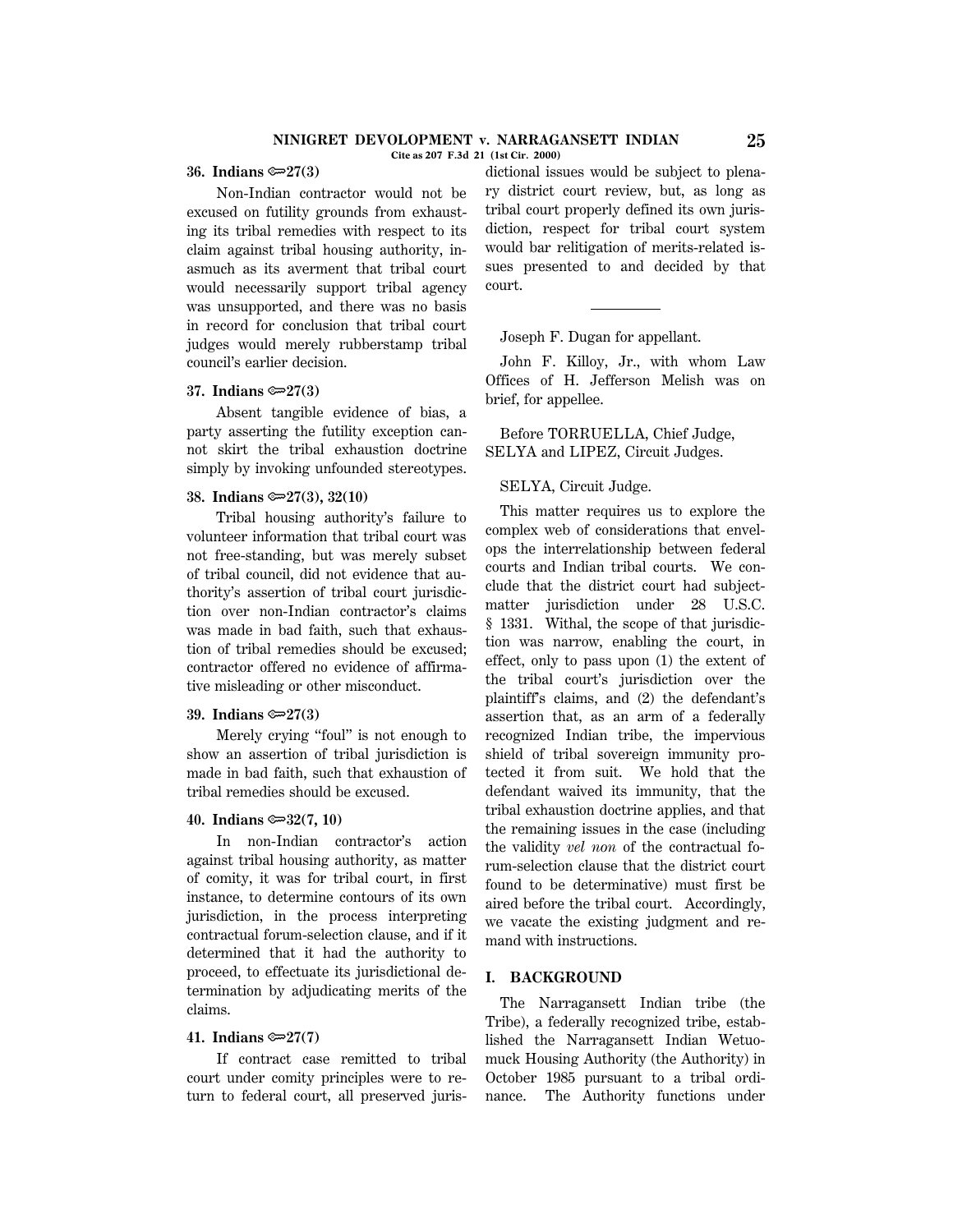**36. Indians ⟹27(3)**

Non-Indian contractor would not be excused on futility grounds from exhausting its tribal remedies with respect to its claim against tribal housing authority, inasmuch as its averment that tribal court would necessarily support tribal agency was unsupported, and there was no basis in record for conclusion that tribal court judges would merely rubberstamp tribal council's earlier decision.

**37. Indians ⟹27(3)**

Absent tangible evidence of bias, a party asserting the futility exception cannot skirt the tribal exhaustion doctrine simply by invoking unfounded stereotypes.

**38. Indians ⟹27(3), 32(10)**

Tribal housing authority's failure to volunteer information that tribal court was not free-standing, but was merely subset of tribal council, did not evidence that authority's assertion of tribal court jurisdiction over non-Indian contractor's claims was made in bad faith, such that exhaustion of tribal remedies should be excused; contractor offered no evidence of affirmative misleading or other misconduct.

**39. Indians ⟹27(3)**

Merely crying "foul" is not enough to show an assertion of tribal jurisdiction is made in bad faith, such that exhaustion of tribal remedies should be excused.

**40. Indians ⟹32(7, 10)**

In non-Indian contractor's action against tribal housing authority, as matter of comity, it was for tribal court, in first instance, to determine contours of its own jurisdiction, in the process interpreting contractual forum-selection clause, and if it determined that it had the authority to proceed, to effectuate its jurisdictional determination by adjudicating merits of the claims.

**41. Indians ⟹27(7)**

If contract case remitted to tribal court under comity principles were to return to federal court, all preserved jurisdictional issues would be subject to plenary district court review, but, as long as tribal court properly defined its own jurisdiction, respect for tribal court system would bar relitigation of merits-related issues presented to and decided by that court.

---

Joseph F. Dugan for appellant.

John F. Killoy, Jr., with whom Law Offices of H. Jefferson Melish was on brief, for appellee.

Before TORRUELLA, Chief Judge, SELYA and LIPEZ, Circuit Judges.

SELYA, Circuit Judge.

This matter requires us to explore the complex web of considerations that envelops the interrelationship between federal courts and Indian tribal courts. We conclude that the district court had subject-matter jurisdiction under 28 U.S.C. § 1331. Withal, the scope of that jurisdiction was narrow, enabling the court, in effect, only to pass upon (1) the extent of the tribal court's jurisdiction over the plaintiff's claims, and (2) the defendant's assertion that, as an arm of a federally recognized Indian tribe, the impervious shield of tribal sovereign immunity protected it from suit. We hold that the defendant waived its immunity, that the tribal exhaustion doctrine applies, and that the remaining issues in the case (including the validity *vel non* of the contractual forum-selection clause that the district court found to be determinative) must first be aired before the tribal court. Accordingly, we vacate the existing judgment and remand with instructions.

## I. BACKGROUND

The Narragansett Indian tribe (the Tribe), a federally recognized tribe, established the Narragansett Indian Wetuomuck Housing Authority (the Authority) in October 1985 pursuant to a tribal ordinance. The Authority functions under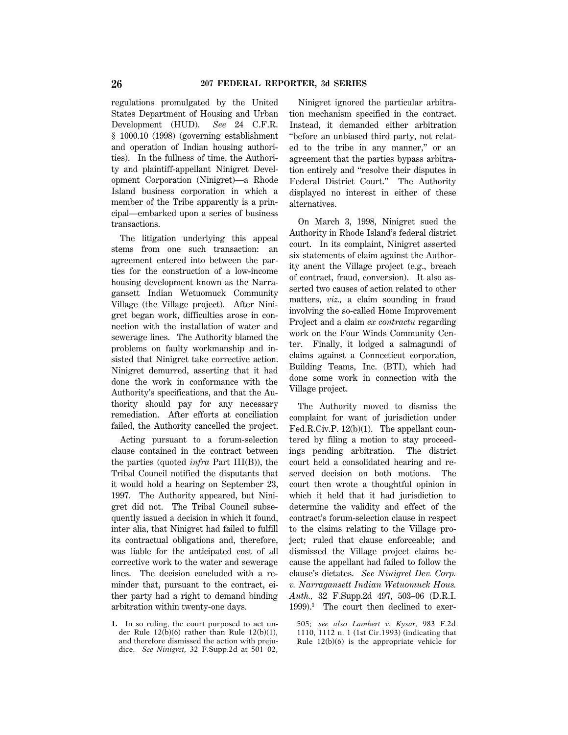regulations promulgated by the United States Department of Housing and Urban Development (HUD). *See* 24 C.F.R. § 1000.10 (1998) (governing establishment and operation of Indian housing authorities). In the fullness of time, the Authority and plaintiff-appellant Ninigret Development Corporation (Ninigret)—a Rhode Island business corporation in which a member of the Tribe apparently is a principal—embarked upon a series of business transactions.

The litigation underlying this appeal stems from one such transaction: an agreement entered into between the parties for the construction of a low-income housing development known as the Narragansett Indian Wetuomuck Community Village (the Village project). After Ninigret began work, difficulties arose in connection with the installation of water and sewerage lines. The Authority blamed the problems on faulty workmanship and insisted that Ninigret take corrective action. Ninigret demurred, asserting that it had done the work in conformance with the Authority's specifications, and that the Authority should pay for any necessary remediation. After efforts at conciliation failed, the Authority cancelled the project.

Acting pursuant to a forum-selection clause contained in the contract between the parties (quoted *infra* Part III(B)), the Tribal Council notified the disputants that it would hold a hearing on September 23, 1997. The Authority appeared, but Ninigret did not. The Tribal Council subsequently issued a decision in which it found, inter alia, that Ninigret had failed to fulfill its contractual obligations and, therefore, was liable for the anticipated cost of all corrective work to the water and sewerage lines. The decision concluded with a reminder that, pursuant to the contract, either party had a right to demand binding arbitration within twenty-one days.

Ninigret ignored the particular arbitration mechanism specified in the contract. Instead, it demanded either arbitration "before an unbiased third party, not related to the tribe in any manner," or an agreement that the parties bypass arbitration entirely and "resolve their disputes in Federal District Court." The Authority displayed no interest in either of these alternatives.

On March 3, 1998, Ninigret sued the Authority in Rhode Island's federal district court. In its complaint, Ninigret asserted six statements of claim against the Authority anent the Village project (e.g., breach of contract, fraud, conversion). It also asserted two causes of action related to other matters, *viz.,* a claim sounding in fraud involving the so-called Home Improvement Project and a claim *ex contractu* regarding work on the Four Winds Community Center. Finally, it lodged a salmagundi of claims against a Connecticut corporation, Building Teams, Inc. (BTI), which had done some work in connection with the Village project.

The Authority moved to dismiss the complaint for want of jurisdiction under Fed.R.Civ.P. 12(b)(1). The appellant countered by filing a motion to stay proceedings pending arbitration. The district court held a consolidated hearing and reserved decision on both motions. The court then wrote a thoughtful opinion in which it held that it had jurisdiction to determine the validity and effect of the contract's forum-selection clause in respect to the claims relating to the Village project; ruled that clause enforceable; and dismissed the Village project claims because the appellant had failed to follow the clause's dictates. *See Ninigret Dev. Corp. v. Narragansett Indian Wetuomuck Hous. Auth.,* 32 F.Supp.2d 497, 503–06 (D.R.I. 1999).[1] The court then declined to exer-

1. In so ruling, the court purposed to act under Rule 12(b)(6) rather than Rule 12(b)(1), and therefore dismissed the action with prejudice. *See Ninigret,* 32 F.Supp.2d at 501–02, 505; *see also Lambert v. Kysar,* 983 F.2d 1110, 1112 n. 1 (1st Cir.1993) (indicating that Rule 12(b)(6) is the appropriate vehicle for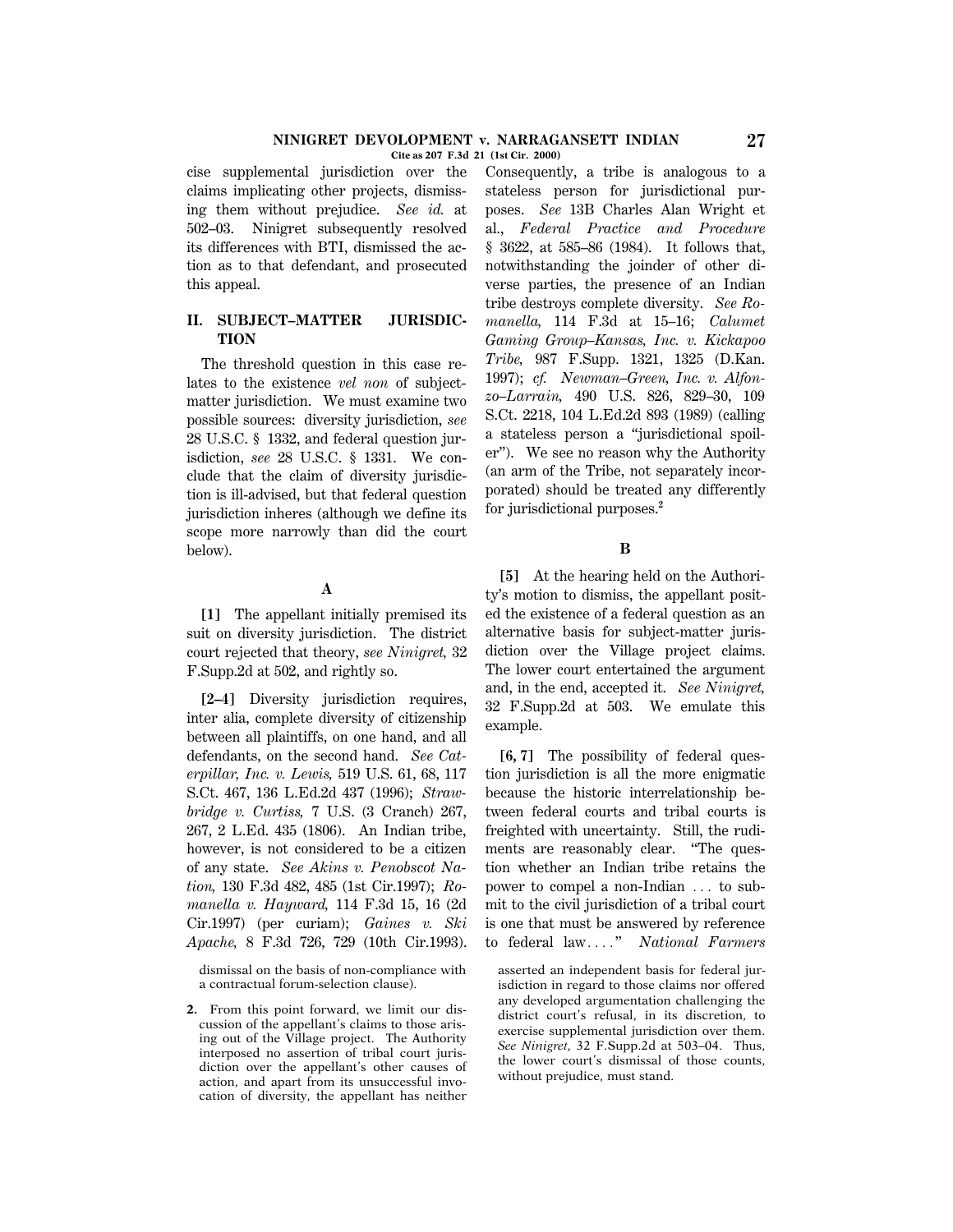cise supplemental jurisdiction over the claims implicating other projects, dismissing them without prejudice. *See id.* at 502–03. Ninigret subsequently resolved its differences with BTI, dismissed the action as to that defendant, and prosecuted this appeal.

## II. SUBJECT–MATTER JURISDICTION

The threshold question in this case relates to the existence *vel non* of subject-matter jurisdiction. We must examine two possible sources: diversity jurisdiction, *see* 28 U.S.C. § 1332, and federal question jurisdiction, *see* 28 U.S.C. § 1331. We conclude that the claim of diversity jurisdiction is ill-advised, but that federal question jurisdiction inheres (although we define its scope more narrowly than did the court below).

### A

**[1]** The appellant initially premised its suit on diversity jurisdiction. The district court rejected that theory, *see Ninigret,* 32 F.Supp.2d at 502, and rightly so.

**[2–4]** Diversity jurisdiction requires, inter alia, complete diversity of citizenship between all plaintiffs, on one hand, and all defendants, on the second hand. *See Caterpillar, Inc. v. Lewis,* 519 U.S. 61, 68, 117 S.Ct. 467, 136 L.Ed.2d 437 (1996); *Strawbridge v. Curtiss,* 7 U.S. (3 Cranch) 267, 267, 2 L.Ed. 435 (1806). An Indian tribe, however, is not considered to be a citizen of any state. *See Akins v. Penobscot Nation,* 130 F.3d 482, 485 (1st Cir.1997); *Romanella v. Hayward,* 114 F.3d 15, 16 (2d Cir.1997) (per curiam); *Gaines v. Ski Apache,* 8 F.3d 726, 729 (10th Cir.1993). Consequently, a tribe is analogous to a stateless person for jurisdictional purposes. *See* 13B Charles Alan Wright et al., *Federal Practice and Procedure* § 3622, at 585–86 (1984). It follows that, notwithstanding the joinder of other diverse parties, the presence of an Indian tribe destroys complete diversity. *See Romanella,* 114 F.3d at 15–16; *Calumet Gaming Group–Kansas, Inc. v. Kickapoo Tribe,* 987 F.Supp. 1321, 1325 (D.Kan. 1997); *cf. Newman–Green, Inc. v. Alfonzo–Larrain,* 490 U.S. 826, 829–30, 109 S.Ct. 2218, 104 L.Ed.2d 893 (1989) (calling a stateless person a "jurisdictional spoiler"). We see no reason why the Authority (an arm of the Tribe, not separately incorporated) should be treated any differently for jurisdictional purposes.[2]

### B

**[5]** At the hearing held on the Authority's motion to dismiss, the appellant posited the existence of a federal question as an alternative basis for subject-matter jurisdiction over the Village project claims. The lower court entertained the argument and, in the end, accepted it. *See Ninigret,* 32 F.Supp.2d at 503. We emulate this example.

**[6, 7]** The possibility of federal question jurisdiction is all the more enigmatic because the historic interrelationship between federal courts and tribal courts is freighted with uncertainty. Still, the rudiments are reasonably clear. "The question whether an Indian tribe retains the power to compel a non-Indian … to submit to the civil jurisdiction of a tribal court is one that must be answered by reference to federal law…." *National Farmers*

---

dismissal on the basis of non-compliance with a contractual forum-selection clause).

2. From this point forward, we limit our discussion of the appellant's claims to those arising out of the Village project. The Authority interposed no assertion of tribal court jurisdiction over the appellant's other causes of action, and apart from its unsuccessful invocation of diversity, the appellant has neither asserted an independent basis for federal jurisdiction in regard to those claims nor offered any developed argumentation challenging the district court's refusal, in its discretion, to exercise supplemental jurisdiction over them. *See Ninigret,* 32 F.Supp.2d at 503–04. Thus, the lower court's dismissal of those counts, without prejudice, must stand.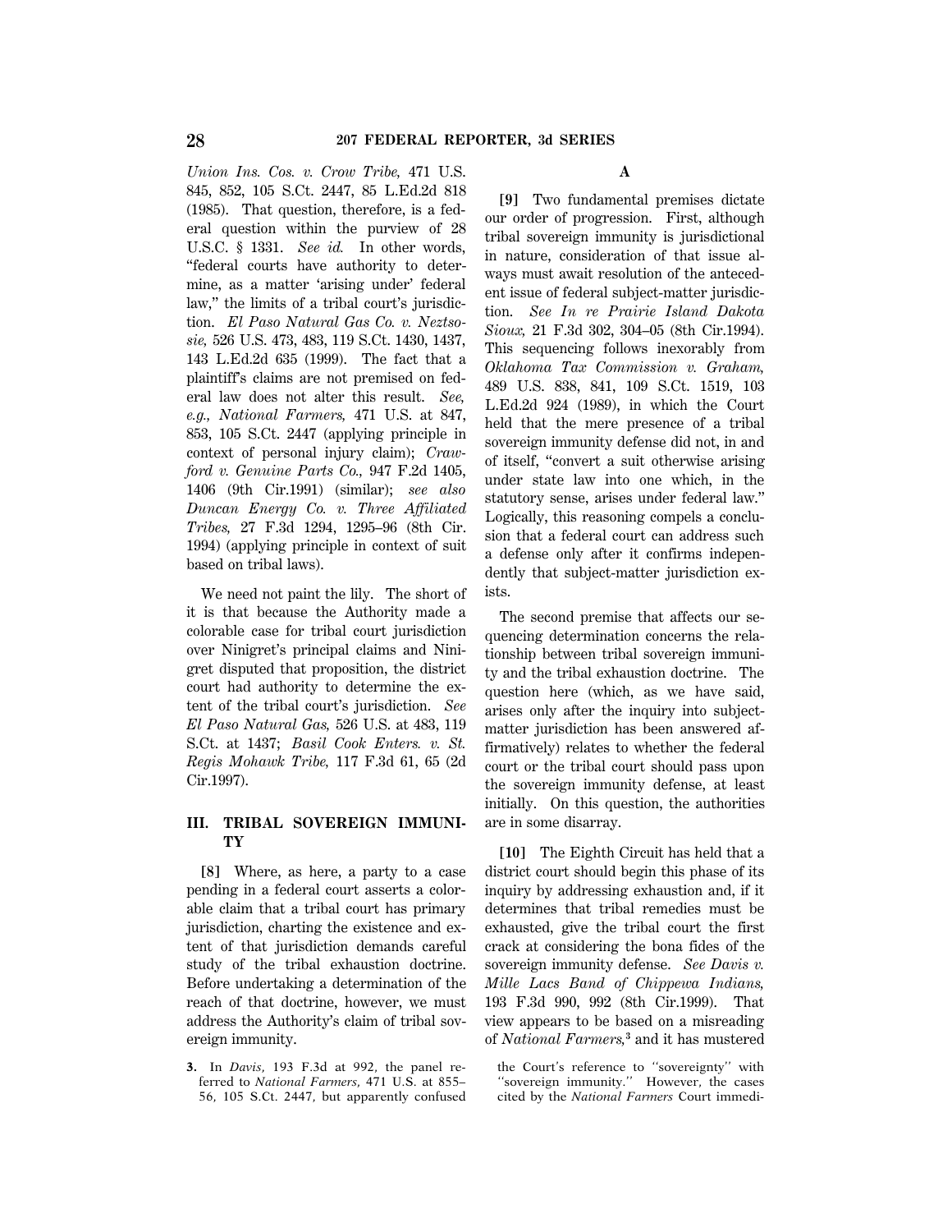*Union Ins. Cos. v. Crow Tribe,* 471 U.S. 845, 852, 105 S.Ct. 2447, 85 L.Ed.2d 818 (1985). That question, therefore, is a federal question within the purview of 28 U.S.C. § 1331. *See id.* In other words, "federal courts have authority to determine, as a matter 'arising under' federal law," the limits of a tribal court's jurisdiction. *El Paso Natural Gas Co. v. Neztsosie,* 526 U.S. 473, 483, 119 S.Ct. 1430, 1437, 143 L.Ed.2d 635 (1999). The fact that a plaintiff's claims are not premised on federal law does not alter this result. *See, e.g., National Farmers,* 471 U.S. at 847, 853, 105 S.Ct. 2447 (applying principle in context of personal injury claim); *Crawford v. Genuine Parts Co.,* 947 F.2d 1405, 1406 (9th Cir.1991) (similar); *see also Duncan Energy Co. v. Three Affiliated Tribes,* 27 F.3d 1294, 1295–96 (8th Cir. 1994) (applying principle in context of suit based on tribal laws).

We need not paint the lily. The short of it is that because the Authority made a colorable case for tribal court jurisdiction over Ninigret's principal claims and Ninigret disputed that proposition, the district court had authority to determine the extent of the tribal court's jurisdiction. *See El Paso Natural Gas,* 526 U.S. at 483, 119 S.Ct. at 1437; *Basil Cook Enters. v. St. Regis Mohawk Tribe,* 117 F.3d 61, 65 (2d Cir.1997).

## III. TRIBAL SOVEREIGN IMMUNITY

**[8]** Where, as here, a party to a case pending in a federal court asserts a colorable claim that a tribal court has primary jurisdiction, charting the existence and extent of that jurisdiction demands careful study of the tribal exhaustion doctrine. Before undertaking a determination of the reach of that doctrine, however, we must address the Authority's claim of tribal sovereign immunity.

### A

**[9]** Two fundamental premises dictate our order of progression. First, although tribal sovereign immunity is jurisdictional in nature, consideration of that issue always must await resolution of the antecedent issue of federal subject-matter jurisdiction. *See In re Prairie Island Dakota Sioux,* 21 F.3d 302, 304–05 (8th Cir.1994). This sequencing follows inexorably from *Oklahoma Tax Commission v. Graham,* 489 U.S. 838, 841, 109 S.Ct. 1519, 103 L.Ed.2d 924 (1989), in which the Court held that the mere presence of a tribal sovereign immunity defense did not, in and of itself, "convert a suit otherwise arising under state law into one which, in the statutory sense, arises under federal law." Logically, this reasoning compels a conclusion that a federal court can address such a defense only after it confirms independently that subject-matter jurisdiction exists.

The second premise that affects our sequencing determination concerns the relationship between tribal sovereign immunity and the tribal exhaustion doctrine. The question here (which, as we have said, arises only after the inquiry into subject-matter jurisdiction has been answered affirmatively) relates to whether the federal court or the tribal court should pass upon the sovereign immunity defense, at least initially. On this question, the authorities are in some disarray.

**[10]** The Eighth Circuit has held that a district court should begin this phase of its inquiry by addressing exhaustion and, if it determines that tribal remedies must be exhausted, give the tribal court the first crack at considering the bona fides of the sovereign immunity defense. *See Davis v. Mille Lacs Band of Chippewa Indians,* 193 F.3d 990, 992 (8th Cir.1999). That view appears to be based on a misreading of *National Farmers,*[3] and it has mustered

[3] In *Davis,* 193 F.3d at 992, the panel referred to *National Farmers,* 471 U.S. at 855–56, 105 S.Ct. 2447, but apparently confused the Court's reference to "sovereignty" with "sovereign immunity." However, the cases cited by the *National Farmers* Court immedi-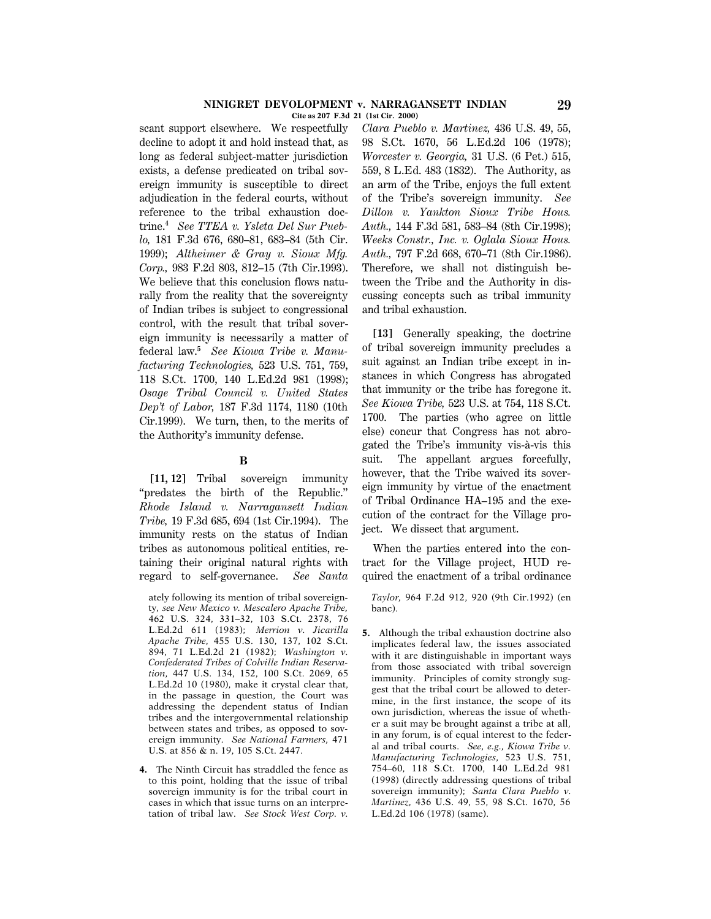scant support elsewhere. We respectfully decline to adopt it and hold instead that, as long as federal subject-matter jurisdiction exists, a defense predicated on tribal sovereign immunity is susceptible to direct adjudication in the federal courts, without reference to the tribal exhaustion doctrine.[4] *See TTEA v. Ysleta Del Sur Pueblo,* 181 F.3d 676, 680–81, 683–84 (5th Cir. 1999); *Altheimer & Gray v. Sioux Mfg. Corp.,* 983 F.2d 803, 812–15 (7th Cir.1993). We believe that this conclusion flows naturally from the reality that the sovereignty of Indian tribes is subject to congressional control, with the result that tribal sovereign immunity is necessarily a matter of federal law.[5] *See Kiowa Tribe v. Manufacturing Technologies,* 523 U.S. 751, 759, 118 S.Ct. 1700, 140 L.Ed.2d 981 (1998); *Osage Tribal Council v. United States Dep't of Labor,* 187 F.3d 1174, 1180 (10th Cir.1999). We turn, then, to the merits of the Authority's immunity defense.

### B

**[11, 12]** Tribal sovereign immunity "predates the birth of the Republic." *Rhode Island v. Narragansett Indian Tribe,* 19 F.3d 685, 694 (1st Cir.1994). The immunity rests on the status of Indian tribes as autonomous political entities, retaining their original natural rights with regard to self-governance. *See Santa Clara Pueblo v. Martinez,* 436 U.S. 49, 55, 98 S.Ct. 1670, 56 L.Ed.2d 106 (1978); *Worcester v. Georgia,* 31 U.S. (6 Pet.) 515, 559, 8 L.Ed. 483 (1832). The Authority, as an arm of the Tribe, enjoys the full extent of the Tribe's sovereign immunity. *See Dillon v. Yankton Sioux Tribe Hous. Auth.,* 144 F.3d 581, 583–84 (8th Cir.1998); *Weeks Constr., Inc. v. Oglala Sioux Hous. Auth.,* 797 F.2d 668, 670–71 (8th Cir.1986). Therefore, we shall not distinguish between the Tribe and the Authority in discussing concepts such as tribal immunity and tribal exhaustion.

**[13]** Generally speaking, the doctrine of tribal sovereign immunity precludes a suit against an Indian tribe except in instances in which Congress has abrogated that immunity or the tribe has foregone it. *See Kiowa Tribe,* 523 U.S. at 754, 118 S.Ct. 1700. The parties (who agree on little else) concur that Congress has not abrogated the Tribe's immunity vis-à-vis this suit. The appellant argues forcefully, however, that the Tribe waived its sovereign immunity by virtue of the enactment of Tribal Ordinance HA–195 and the execution of the contract for the Village project. We dissect that argument.

When the parties entered into the contract for the Village project, HUD required the enactment of a tribal ordinance

---

ately following its mention of tribal sovereignty, *see New Mexico v. Mescalero Apache Tribe,* 462 U.S. 324, 331–32, 103 S.Ct. 2378, 76 L.Ed.2d 611 (1983); *Merrion v. Jicarilla Apache Tribe,* 455 U.S. 130, 137, 102 S.Ct. 894, 71 L.Ed.2d 21 (1982); *Washington v. Confederated Tribes of Colville Indian Reservation,* 447 U.S. 134, 152, 100 S.Ct. 2069, 65 L.Ed.2d 10 (1980), make it crystal clear that, in the passage in question, the Court was addressing the dependent status of Indian tribes and the intergovernmental relationship between states and tribes, as opposed to sovereign immunity. *See National Farmers,* 471 U.S. at 856 & n. 19, 105 S.Ct. 2447.

4. The Ninth Circuit has straddled the fence as to this point, holding that the issue of tribal sovereign immunity is for the tribal court in cases in which that issue turns on an interpretation of tribal law. *See Stock West Corp. v. Taylor,* 964 F.2d 912, 920 (9th Cir.1992) (en banc).

5. Although the tribal exhaustion doctrine also implicates federal law, the issues associated with it are distinguishable in important ways from those associated with tribal sovereign immunity. Principles of comity strongly suggest that the tribal court be allowed to determine, in the first instance, the scope of its own jurisdiction, whereas the issue of whether a suit may be brought against a tribe at all, in any forum, is of equal interest to the federal and tribal courts. *See, e.g., Kiowa Tribe v. Manufacturing Technologies,* 523 U.S. 751, 754–60, 118 S.Ct. 1700, 140 L.Ed.2d 981 (1998) (directly addressing questions of tribal sovereign immunity); *Santa Clara Pueblo v. Martinez,* 436 U.S. 49, 55, 98 S.Ct. 1670, 56 L.Ed.2d 106 (1978) (same).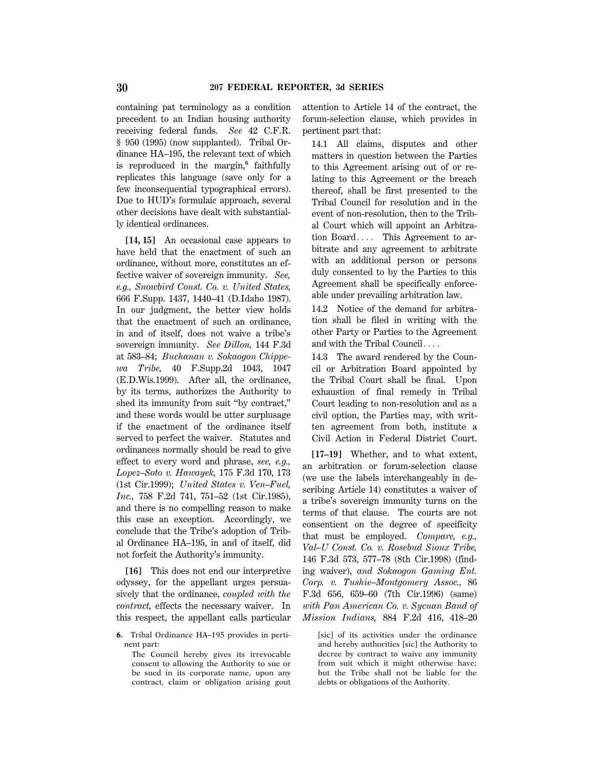containing pat terminology as a condition precedent to an Indian housing authority receiving federal funds. *See* 42 C.F.R. § 950 (1995) (now supplanted). Tribal Ordinance HA–195, the relevant text of which is reproduced in the margin,[6] faithfully replicates this language (save only for a few inconsequential typographical errors). Due to HUD's formulaic approach, several other decisions have dealt with substantially identical ordinances.

**[14, 15]** An occasional case appears to have held that the enactment of such an ordinance, without more, constitutes an effective waiver of sovereign immunity. *See, e.g., Snowbird Const. Co. v. United States,* 666 F.Supp. 1437, 1440–41 (D.Idaho 1987). In our judgment, the better view holds that the enactment of such an ordinance, in and of itself, does not waive a tribe's sovereign immunity. *See Dillon,* 144 F.3d at 583–84; *Buchanan v. Sokaogon Chippewa Tribe,* 40 F.Supp.2d 1043, 1047 (E.D.Wis.1999). After all, the ordinance, by its terms, authorizes the Authority to shed its immunity from suit "by contract," and these words would be utter surplusage if the enactment of the ordinance itself served to perfect the waiver. Statutes and ordinances normally should be read to give effect to every word and phrase, *see, e.g., Lopez–Soto v. Hawayek,* 175 F.3d 170, 173 (1st Cir.1999); *United States v. Ven–Fuel, Inc.,* 758 F.2d 741, 751–52 (1st Cir.1985), and there is no compelling reason to make this case an exception. Accordingly, we conclude that the Tribe's adoption of Tribal Ordinance HA–195, in and of itself, did not forfeit the Authority's immunity.

**[16]** This does not end our interpretive odyssey, for the appellant urges persuasively that the ordinance, *coupled with the contract,* effects the necessary waiver. In this respect, the appellant calls particular attention to Article 14 of the contract, the forum-selection clause, which provides in pertinent part that:

> 14.1 All claims, disputes and other matters in question between the Parties to this Agreement arising out of or relating to this Agreement or the breach thereof, shall be first presented to the Tribal Council for resolution and in the event of non-resolution, then to the Tribal Court which will appoint an Arbitration Board.... This Agreement to arbitrate and any agreement to arbitrate with an additional person or persons duly consented to by the Parties to this Agreement shall be specifically enforceable under prevailing arbitration law.
>
> 14.2 Notice of the demand for arbitration shall be filed in writing with the other Party or Parties to the Agreement and with the Tribal Council....
>
> 14.3 The award rendered by the Council or Arbitration Board appointed by the Tribal Court shall be final. Upon exhaustion of final remedy in Tribal Court leading to non-resolution and as a civil option, the Parties may, with written agreement from both, institute a Civil Action in Federal District Court.

**[17–19]** Whether, and to what extent, an arbitration or forum-selection clause (we use the labels interchangeably in describing Article 14) constitutes a waiver of a tribe's sovereign immunity turns on the terms of that clause. The courts are not consentient on the degree of specificity that must be employed. *Compare, e.g., Val–U Const. Co. v. Rosebud Sioux Tribe,* 146 F.3d 573, 577–78 (8th Cir.1998) (finding waiver), *and Sokaogon Gaming Ent. Corp. v. Tushie–Montgomery Assoc.,* 86 F.3d 656, 659–60 (7th Cir.1996) (same) *with Pan American Co. v. Sycuan Band of Mission Indians,* 884 F.2d 416, 418–20

---

**6.** Tribal Ordinance HA–195 provides in pertinent part:

> The Council hereby gives its irrevocable consent to allowing the Authority to sue or be sued in its corporate name, upon any contract, claim or obligation arising gout [sic] of its activities under the ordinance and hereby authorities [sic] the Authority to decree by contract to waive any immunity from suit which it might otherwise have; but the Tribe shall not be liable for the debts or obligations of the Authority.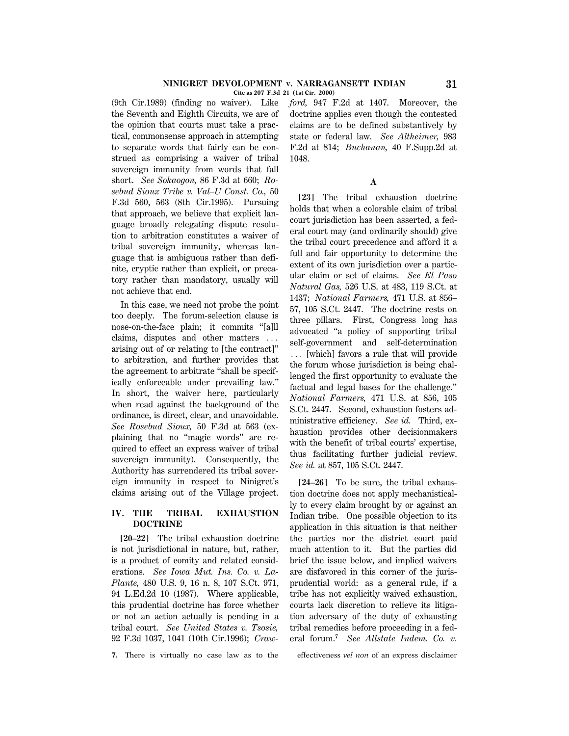(9th Cir.1989) (finding no waiver). Like the Seventh and Eighth Circuits, we are of the opinion that courts must take a practical, commonsense approach in attempting to separate words that fairly can be construed as comprising a waiver of tribal sovereign immunity from words that fall short. *See Sokaogon,* 86 F.3d at 660; *Rosebud Sioux Tribe v. Val–U Const. Co.,* 50 F.3d 560, 563 (8th Cir.1995). Pursuing that approach, we believe that explicit language broadly relegating dispute resolution to arbitration constitutes a waiver of tribal sovereign immunity, whereas language that is ambiguous rather than definite, cryptic rather than explicit, or precatory rather than mandatory, usually will not achieve that end.

In this case, we need not probe the point too deeply. The forum-selection clause is nose-on-the-face plain; it commits "[a]ll claims, disputes and other matters ... arising out of or relating to [the contract]" to arbitration, and further provides that the agreement to arbitrate "shall be specifically enforceable under prevailing law." In short, the waiver here, particularly when read against the background of the ordinance, is direct, clear, and unavoidable. *See Rosebud Sioux,* 50 F.3d at 563 (explaining that no "magic words" are required to effect an express waiver of tribal sovereign immunity). Consequently, the Authority has surrendered its tribal sovereign immunity in respect to Ninigret's claims arising out of the Village project.

## IV. THE TRIBAL EXHAUSTION DOCTRINE

**[20–22]** The tribal exhaustion doctrine is not jurisdictional in nature, but, rather, is a product of comity and related considerations. *See Iowa Mut. Ins. Co. v. LaPlante,* 480 U.S. 9, 16 n. 8, 107 S.Ct. 971, 94 L.Ed.2d 10 (1987). Where applicable, this prudential doctrine has force whether or not an action actually is pending in a tribal court. *See United States v. Tsosie,* 92 F.3d 1037, 1041 (10th Cir.1996); *Crawford,* 947 F.2d at 1407. Moreover, the doctrine applies even though the contested claims are to be defined substantively by state or federal law. *See Altheimer,* 983 F.2d at 814; *Buchanan,* 40 F.Supp.2d at 1048.

### A

**[23]** The tribal exhaustion doctrine holds that when a colorable claim of tribal court jurisdiction has been asserted, a federal court may (and ordinarily should) give the tribal court precedence and afford it a full and fair opportunity to determine the extent of its own jurisdiction over a particular claim or set of claims. *See El Paso Natural Gas,* 526 U.S. at 483, 119 S.Ct. at 1437; *National Farmers,* 471 U.S. at 856–57, 105 S.Ct. 2447. The doctrine rests on three pillars. First, Congress long has advocated "a policy of supporting tribal self-government and self-determination ... [which] favors a rule that will provide the forum whose jurisdiction is being challenged the first opportunity to evaluate the factual and legal bases for the challenge." *National Farmers,* 471 U.S. at 856, 105 S.Ct. 2447. Second, exhaustion fosters administrative efficiency. *See id.* Third, exhaustion provides other decisionmakers with the benefit of tribal courts' expertise, thus facilitating further judicial review. *See id.* at 857, 105 S.Ct. 2447.

**[24–26]** To be sure, the tribal exhaustion doctrine does not apply mechanistically to every claim brought by or against an Indian tribe. One possible objection to its application in this situation is that neither the parties nor the district court paid much attention to it. But the parties did brief the issue below, and implied waivers are disfavored in this corner of the jurisprudential world: as a general rule, if a tribe has not explicitly waived exhaustion, courts lack discretion to relieve its litigation adversary of the duty of exhausting tribal remedies before proceeding in a federal forum.[7] *See Allstate Indem. Co. v.*

7. There is virtually no case law as to the effectiveness *vel non* of an express disclaimer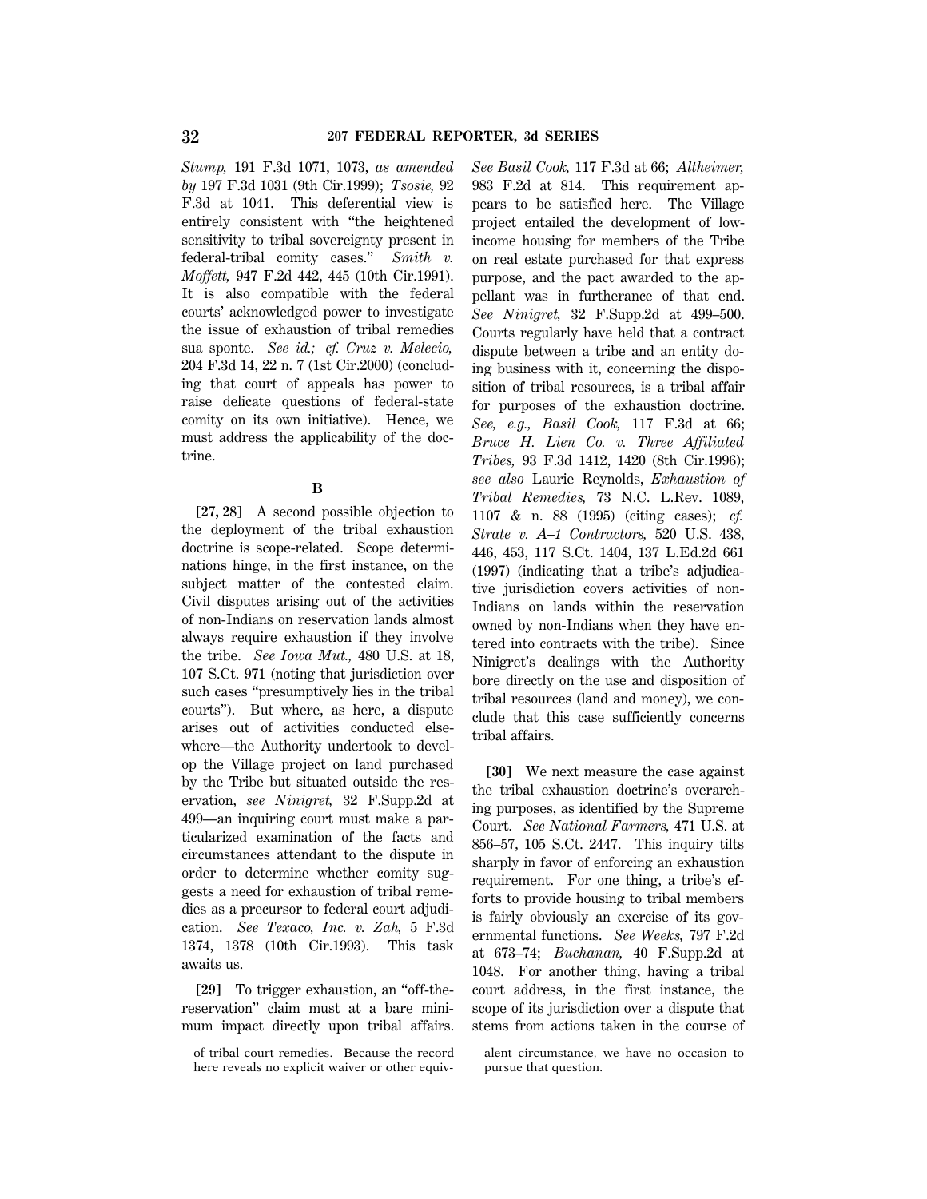*Stump,* 191 F.3d 1071, 1073, *as amended by* 197 F.3d 1031 (9th Cir.1999); *Tsosie,* 92 F.3d at 1041. This deferential view is entirely consistent with "the heightened sensitivity to tribal sovereignty present in federal-tribal comity cases." *Smith v. Moffett,* 947 F.2d 442, 445 (10th Cir.1991). It is also compatible with the federal courts' acknowledged power to investigate the issue of exhaustion of tribal remedies sua sponte. *See id.; cf. Cruz v. Melecio,* 204 F.3d 14, 22 n. 7 (1st Cir.2000) (concluding that court of appeals has power to raise delicate questions of federal-state comity on its own initiative). Hence, we must address the applicability of the doctrine.

**B**

**[27, 28]** A second possible objection to the deployment of the tribal exhaustion doctrine is scope-related. Scope determinations hinge, in the first instance, on the subject matter of the contested claim. Civil disputes arising out of the activities of non-Indians on reservation lands almost always require exhaustion if they involve the tribe. *See Iowa Mut.,* 480 U.S. at 18, 107 S.Ct. 971 (noting that jurisdiction over such cases "presumptively lies in the tribal courts"). But where, as here, a dispute arises out of activities conducted elsewhere—the Authority undertook to develop the Village project on land purchased by the Tribe but situated outside the reservation, *see Ninigret,* 32 F.Supp.2d at 499—an inquiring court must make a particularized examination of the facts and circumstances attendant to the dispute in order to determine whether comity suggests a need for exhaustion of tribal remedies as a precursor to federal court adjudication. *See Texaco, Inc. v. Zah,* 5 F.3d 1374, 1378 (10th Cir.1993). This task awaits us.

**[29]** To trigger exhaustion, an "off-the-reservation" claim must at a bare minimum impact directly upon tribal affairs. *See Basil Cook,* 117 F.3d at 66; *Altheimer,* 983 F.2d at 814. This requirement appears to be satisfied here. The Village project entailed the development of low-income housing for members of the Tribe on real estate purchased for that express purpose, and the pact awarded to the appellant was in furtherance of that end. *See Ninigret,* 32 F.Supp.2d at 499–500. Courts regularly have held that a contract dispute between a tribe and an entity doing business with it, concerning the disposition of tribal resources, is a tribal affair for purposes of the exhaustion doctrine. *See, e.g., Basil Cook,* 117 F.3d at 66; *Bruce H. Lien Co. v. Three Affiliated Tribes,* 93 F.3d 1412, 1420 (8th Cir.1996); *see also* Laurie Reynolds, *Exhaustion of Tribal Remedies,* 73 N.C. L.Rev. 1089, 1107 & n. 88 (1995) (citing cases); *cf. Strate v. A–1 Contractors,* 520 U.S. 438, 446, 453, 117 S.Ct. 1404, 137 L.Ed.2d 661 (1997) (indicating that a tribe's adjudicative jurisdiction covers activities of non-Indians on lands within the reservation owned by non-Indians when they have entered into contracts with the tribe). Since Ninigret's dealings with the Authority bore directly on the use and disposition of tribal resources (land and money), we conclude that this case sufficiently concerns tribal affairs.

**[30]** We next measure the case against the tribal exhaustion doctrine's overarching purposes, as identified by the Supreme Court. *See National Farmers,* 471 U.S. at 856–57, 105 S.Ct. 2447. This inquiry tilts sharply in favor of enforcing an exhaustion requirement. For one thing, a tribe's efforts to provide housing to tribal members is fairly obviously an exercise of its governmental functions. *See Weeks,* 797 F.2d at 673–74; *Buchanan,* 40 F.Supp.2d at 1048. For another thing, having a tribal court address, in the first instance, the scope of its jurisdiction over a dispute that stems from actions taken in the course of

of tribal court remedies. Because the record here reveals no explicit waiver or other equivalent circumstance, we have no occasion to pursue that question.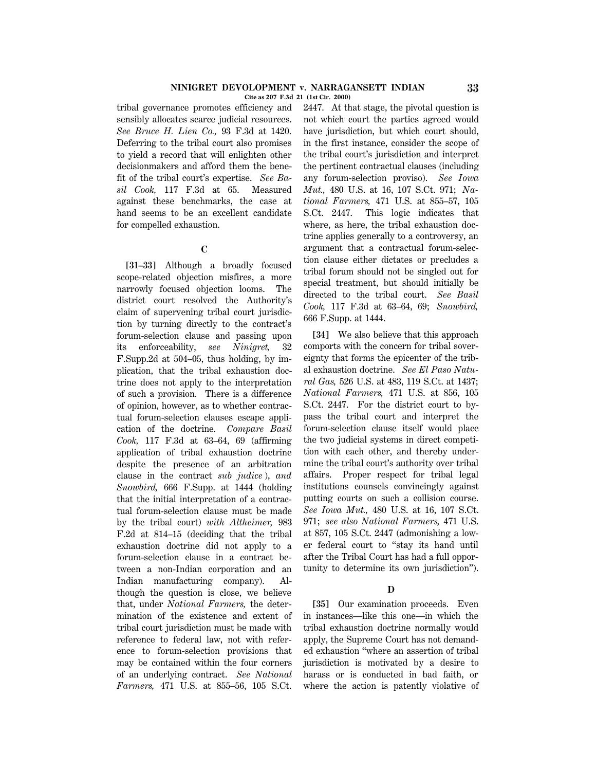tribal governance promotes efficiency and sensibly allocates scarce judicial resources. *See Bruce H. Lien Co.,* 93 F.3d at 1420. Deferring to the tribal court also promises to yield a record that will enlighten other decisionmakers and afford them the benefit of the tribal court's expertise. *See Basil Cook,* 117 F.3d at 65. Measured against these benchmarks, the case at hand seems to be an excellent candidate for compelled exhaustion.

### C

**[31–33]** Although a broadly focused scope-related objection misfires, a more narrowly focused objection looms. The district court resolved the Authority's claim of supervening tribal court jurisdiction by turning directly to the contract's forum-selection clause and passing upon its enforceability, *see Ninigret,* 32 F.Supp.2d at 504–05, thus holding, by implication, that the tribal exhaustion doctrine does not apply to the interpretation of such a provision. There is a difference of opinion, however, as to whether contractual forum-selection clauses escape application of the doctrine. *Compare Basil Cook,* 117 F.3d at 63–64, 69 (affirming application of tribal exhaustion doctrine despite the presence of an arbitration clause in the contract *sub judice* ), *and Snowbird,* 666 F.Supp. at 1444 (holding that the initial interpretation of a contractual forum-selection clause must be made by the tribal court) *with Altheimer,* 983 F.2d at 814–15 (deciding that the tribal exhaustion doctrine did not apply to a forum-selection clause in a contract between a non-Indian corporation and an Indian manufacturing company). Although the question is close, we believe that, under *National Farmers,* the determination of the existence and extent of tribal court jurisdiction must be made with reference to federal law, not with reference to forum-selection provisions that may be contained within the four corners of an underlying contract. *See National Farmers,* 471 U.S. at 855–56, 105 S.Ct. 2447. At that stage, the pivotal question is not which court the parties agreed would have jurisdiction, but which court should, in the first instance, consider the scope of the tribal court's jurisdiction and interpret the pertinent contractual clauses (including any forum-selection proviso). *See Iowa Mut.,* 480 U.S. at 16, 107 S.Ct. 971; *National Farmers,* 471 U.S. at 855–57, 105 S.Ct. 2447. This logic indicates that where, as here, the tribal exhaustion doctrine applies generally to a controversy, an argument that a contractual forum-selection clause either dictates or precludes a tribal forum should not be singled out for special treatment, but should initially be directed to the tribal court. *See Basil Cook,* 117 F.3d at 63–64, 69; *Snowbird,* 666 F.Supp. at 1444.

**[34]** We also believe that this approach comports with the concern for tribal sovereignty that forms the epicenter of the tribal exhaustion doctrine. *See El Paso Natural Gas,* 526 U.S. at 483, 119 S.Ct. at 1437; *National Farmers,* 471 U.S. at 856, 105 S.Ct. 2447. For the district court to bypass the tribal court and interpret the forum-selection clause itself would place the two judicial systems in direct competition with each other, and thereby undermine the tribal court's authority over tribal affairs. Proper respect for tribal legal institutions counsels convincingly against putting courts on such a collision course. *See Iowa Mut.,* 480 U.S. at 16, 107 S.Ct. 971; *see also National Farmers,* 471 U.S. at 857, 105 S.Ct. 2447 (admonishing a lower federal court to "stay its hand until after the Tribal Court has had a full opportunity to determine its own jurisdiction").

### D

**[35]** Our examination proceeds. Even in instances—like this one—in which the tribal exhaustion doctrine normally would apply, the Supreme Court has not demanded exhaustion "where an assertion of tribal jurisdiction is motivated by a desire to harass or is conducted in bad faith, or where the action is patently violative of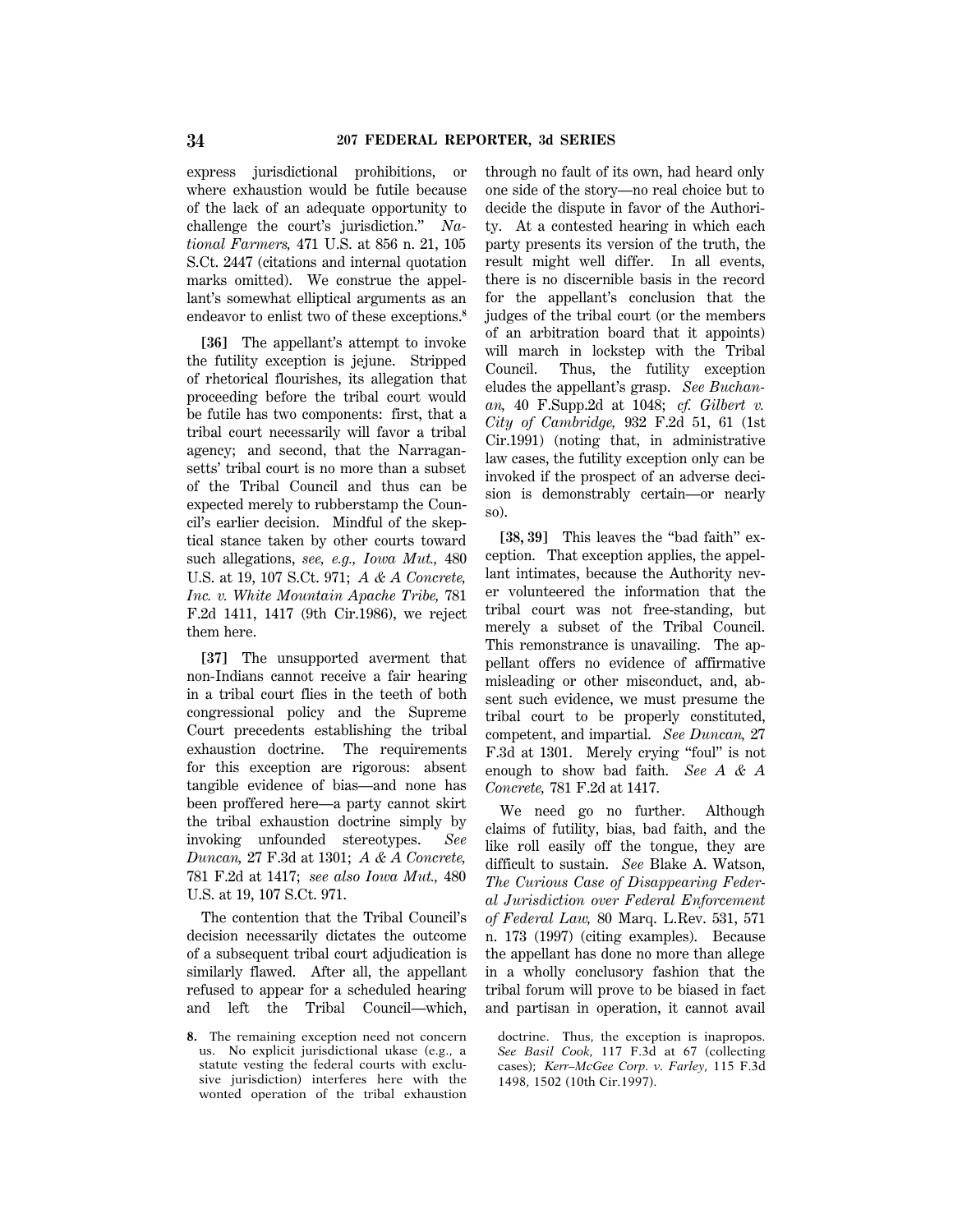express jurisdictional prohibitions, or where exhaustion would be futile because of the lack of an adequate opportunity to challenge the court's jurisdiction." *National Farmers,* 471 U.S. at 856 n. 21, 105 S.Ct. 2447 (citations and internal quotation marks omitted). We construe the appellant's somewhat elliptical arguments as an endeavor to enlist two of these exceptions.[8]

**[36]** The appellant's attempt to invoke the futility exception is jejune. Stripped of rhetorical flourishes, its allegation that proceeding before the tribal court would be futile has two components: first, that a tribal court necessarily will favor a tribal agency; and second, that the Narragansetts' tribal court is no more than a subset of the Tribal Council and thus can be expected merely to rubberstamp the Council's earlier decision. Mindful of the skeptical stance taken by other courts toward such allegations, *see, e.g., Iowa Mut.,* 480 U.S. at 19, 107 S.Ct. 971; *A & A Concrete, Inc. v. White Mountain Apache Tribe,* 781 F.2d 1411, 1417 (9th Cir.1986), we reject them here.

**[37]** The unsupported averment that non-Indians cannot receive a fair hearing in a tribal court flies in the teeth of both congressional policy and the Supreme Court precedents establishing the tribal exhaustion doctrine. The requirements for this exception are rigorous: absent tangible evidence of bias—and none has been proffered here—a party cannot skirt the tribal exhaustion doctrine simply by invoking unfounded stereotypes. *See Duncan,* 27 F.3d at 1301; *A & A Concrete,* 781 F.2d at 1417; *see also Iowa Mut.,* 480 U.S. at 19, 107 S.Ct. 971.

The contention that the Tribal Council's decision necessarily dictates the outcome of a subsequent tribal court adjudication is similarly flawed. After all, the appellant refused to appear for a scheduled hearing and left the Tribal Council—which, through no fault of its own, had heard only one side of the story—no real choice but to decide the dispute in favor of the Authority. At a contested hearing in which each party presents its version of the truth, the result might well differ. In all events, there is no discernible basis in the record for the appellant's conclusion that the judges of the tribal court (or the members of an arbitration board that it appoints) will march in lockstep with the Tribal Council. Thus, the futility exception eludes the appellant's grasp. *See Buchanan,* 40 F.Supp.2d at 1048; *cf. Gilbert v. City of Cambridge,* 932 F.2d 51, 61 (1st Cir.1991) (noting that, in administrative law cases, the futility exception only can be invoked if the prospect of an adverse decision is demonstrably certain—or nearly so).

**[38, 39]** This leaves the "bad faith" exception. That exception applies, the appellant intimates, because the Authority never volunteered the information that the tribal court was not free-standing, but merely a subset of the Tribal Council. This remonstrance is unavailing. The appellant offers no evidence of affirmative misleading or other misconduct, and, absent such evidence, we must presume the tribal court to be properly constituted, competent, and impartial. *See Duncan,* 27 F.3d at 1301. Merely crying "foul" is not enough to show bad faith. *See A & A Concrete,* 781 F.2d at 1417.

We need go no further. Although claims of futility, bias, bad faith, and the like roll easily off the tongue, they are difficult to sustain. *See* Blake A. Watson, *The Curious Case of Disappearing Federal Jurisdiction over Federal Enforcement of Federal Law,* 80 Marq. L.Rev. 531, 571 n. 173 (1997) (citing examples). Because the appellant has done no more than allege in a wholly conclusory fashion that the tribal forum will prove to be biased in fact and partisan in operation, it cannot avail

**8.** The remaining exception need not concern us. No explicit jurisdictional ukase (e.g., a statute vesting the federal courts with exclusive jurisdiction) interferes here with the wonted operation of the tribal exhaustion doctrine. Thus, the exception is inapropos. *See Basil Cook,* 117 F.3d at 67 (collecting cases); *Kerr–McGee Corp. v. Farley,* 115 F.3d 1498, 1502 (10th Cir.1997).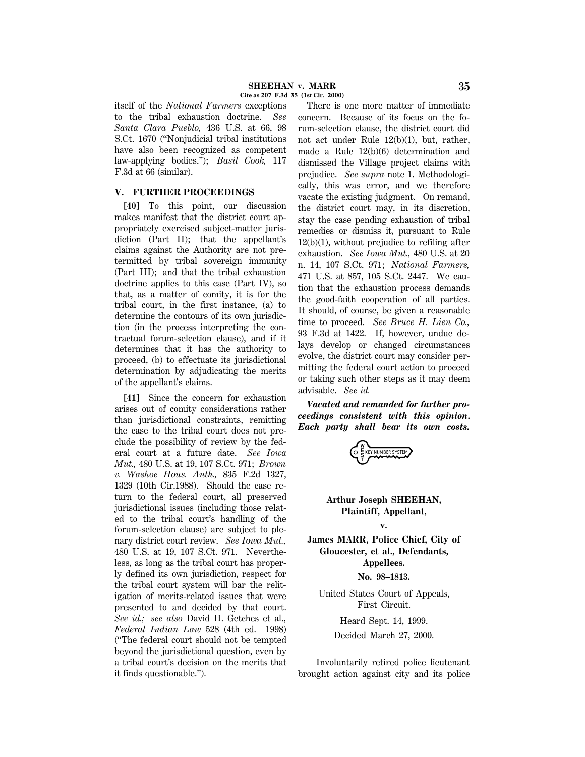itself of the *National Farmers* exceptions to the tribal exhaustion doctrine. *See Santa Clara Pueblo,* 436 U.S. at 66, 98 S.Ct. 1670 ("Nonjudicial tribal institutions have also been recognized as competent law-applying bodies."); *Basil Cook,* 117 F.3d at 66 (similar).

## V. FURTHER PROCEEDINGS

**[40]** To this point, our discussion makes manifest that the district court appropriately exercised subject-matter jurisdiction (Part II); that the appellant's claims against the Authority are not pretermitted by tribal sovereign immunity (Part III); and that the tribal exhaustion doctrine applies to this case (Part IV), so that, as a matter of comity, it is for the tribal court, in the first instance, (a) to determine the contours of its own jurisdiction (in the process interpreting the contractual forum-selection clause), and if it determines that it has the authority to proceed, (b) to effectuate its jurisdictional determination by adjudicating the merits of the appellant's claims.

**[41]** Since the concern for exhaustion arises out of comity considerations rather than jurisdictional constraints, remitting the case to the tribal court does not preclude the possibility of review by the federal court at a future date. *See Iowa Mut.,* 480 U.S. at 19, 107 S.Ct. 971; *Brown v. Washoe Hous. Auth.,* 835 F.2d 1327, 1329 (10th Cir.1988). Should the case return to the federal court, all preserved jurisdictional issues (including those related to the tribal court's handling of the forum-selection clause) are subject to plenary district court review. *See Iowa Mut.,* 480 U.S. at 19, 107 S.Ct. 971. Nevertheless, as long as the tribal court has properly defined its own jurisdiction, respect for the tribal court system will bar the relitigation of merits-related issues that were presented to and decided by that court. *See id.; see also* David H. Getches et al., *Federal Indian Law* 528 (4th ed. 1998) ("The federal court should not be tempted beyond the jurisdictional question, even by a tribal court's decision on the merits that it finds questionable.").

There is one more matter of immediate concern. Because of its focus on the forum-selection clause, the district court did not act under Rule 12(b)(1), but, rather, made a Rule 12(b)(6) determination and dismissed the Village project claims with prejudice. *See supra* note 1. Methodologically, this was error, and we therefore vacate the existing judgment. On remand, the district court may, in its discretion, stay the case pending exhaustion of tribal remedies or dismiss it, pursuant to Rule 12(b)(1), without prejudice to refiling after exhaustion. *See Iowa Mut.,* 480 U.S. at 20 n. 14, 107 S.Ct. 971; *National Farmers,* 471 U.S. at 857, 105 S.Ct. 2447. We caution that the exhaustion process demands the good-faith cooperation of all parties. It should, of course, be given a reasonable time to proceed. *See Bruce H. Lien Co.,* 93 F.3d at 1422. If, however, undue delays develop or changed circumstances evolve, the district court may consider permitting the federal court action to proceed or taking such other steps as it may deem advisable. *See id.*

***Vacated and remanded for further proceedings consistent with this opinion. Each party shall bear its own costs.***

**Arthur Joseph SHEEHAN, Plaintiff, Appellant,**

**v.**

**James MARR, Police Chief, City of Gloucester, et al., Defendants, Appellees.**

**No. 98–1813.**

United States Court of Appeals, First Circuit.

Heard Sept. 14, 1999.

Decided March 27, 2000.

Involuntarily retired police lieutenant brought action against city and its police